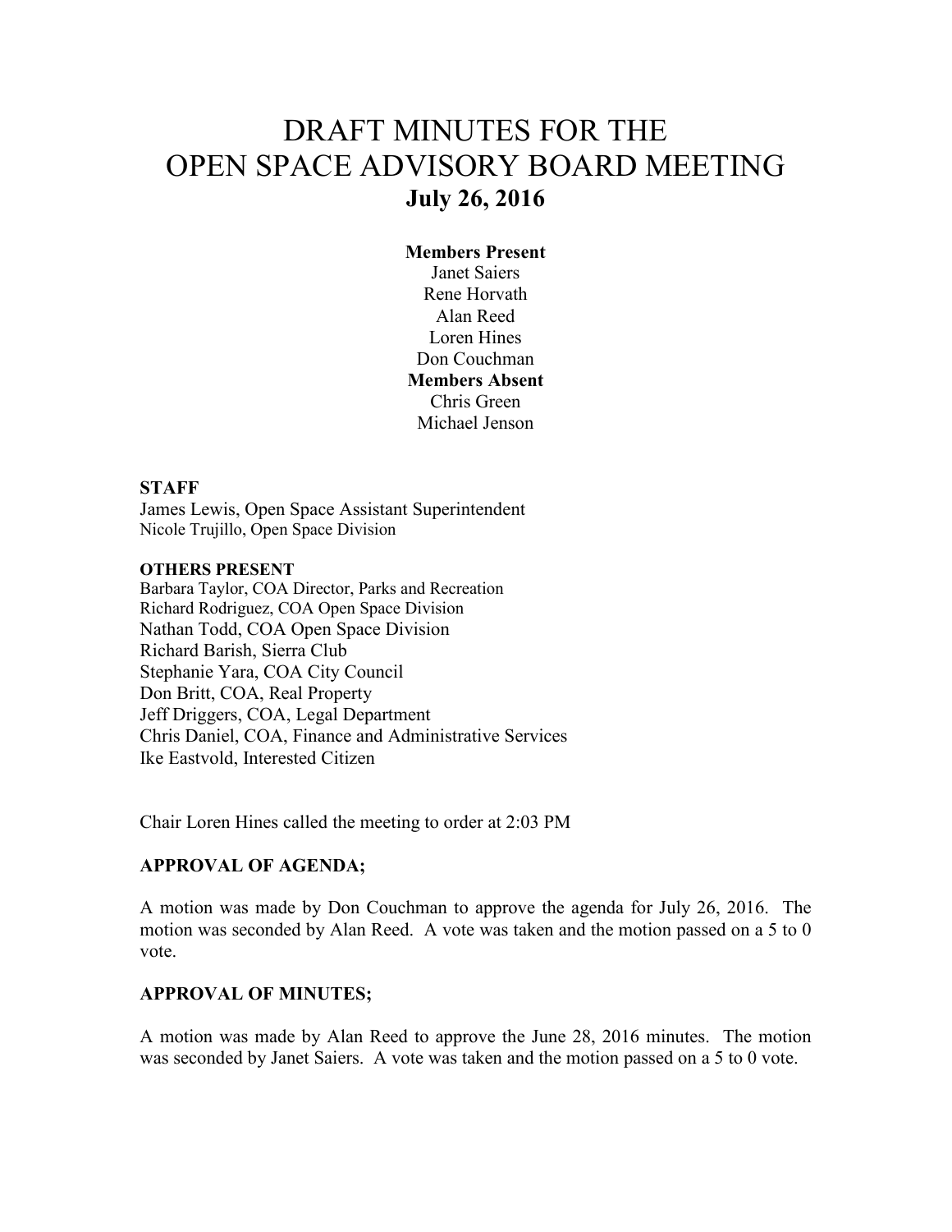# DRAFT MINUTES FOR THE OPEN SPACE ADVISORY BOARD MEETING

## July 26, 2016

**Members Present**
Janet Saiers
Rene Horvath
Alan Reed
Loren Hines
Don Couchman

**Members Absent**
Chris Green
Michael Jenson

**STAFF**
James Lewis, Open Space Assistant Superintendent
Nicole Trujillo, Open Space Division

**OTHERS PRESENT**
Barbara Taylor, COA Director, Parks and Recreation
Richard Rodriguez, COA Open Space Division
Nathan Todd, COA Open Space Division
Richard Barish, Sierra Club
Stephanie Yara, COA City Council
Don Britt, COA, Real Property
Jeff Driggers, COA, Legal Department
Chris Daniel, COA, Finance and Administrative Services
Ike Eastvold, Interested Citizen

Chair Loren Hines called the meeting to order at 2:03 PM

**APPROVAL OF AGENDA;**

A motion was made by Don Couchman to approve the agenda for July 26, 2016. The motion was seconded by Alan Reed. A vote was taken and the motion passed on a 5 to 0 vote.

**APPROVAL OF MINUTES;**

A motion was made by Alan Reed to approve the June 28, 2016 minutes. The motion was seconded by Janet Saiers. A vote was taken and the motion passed on a 5 to 0 vote.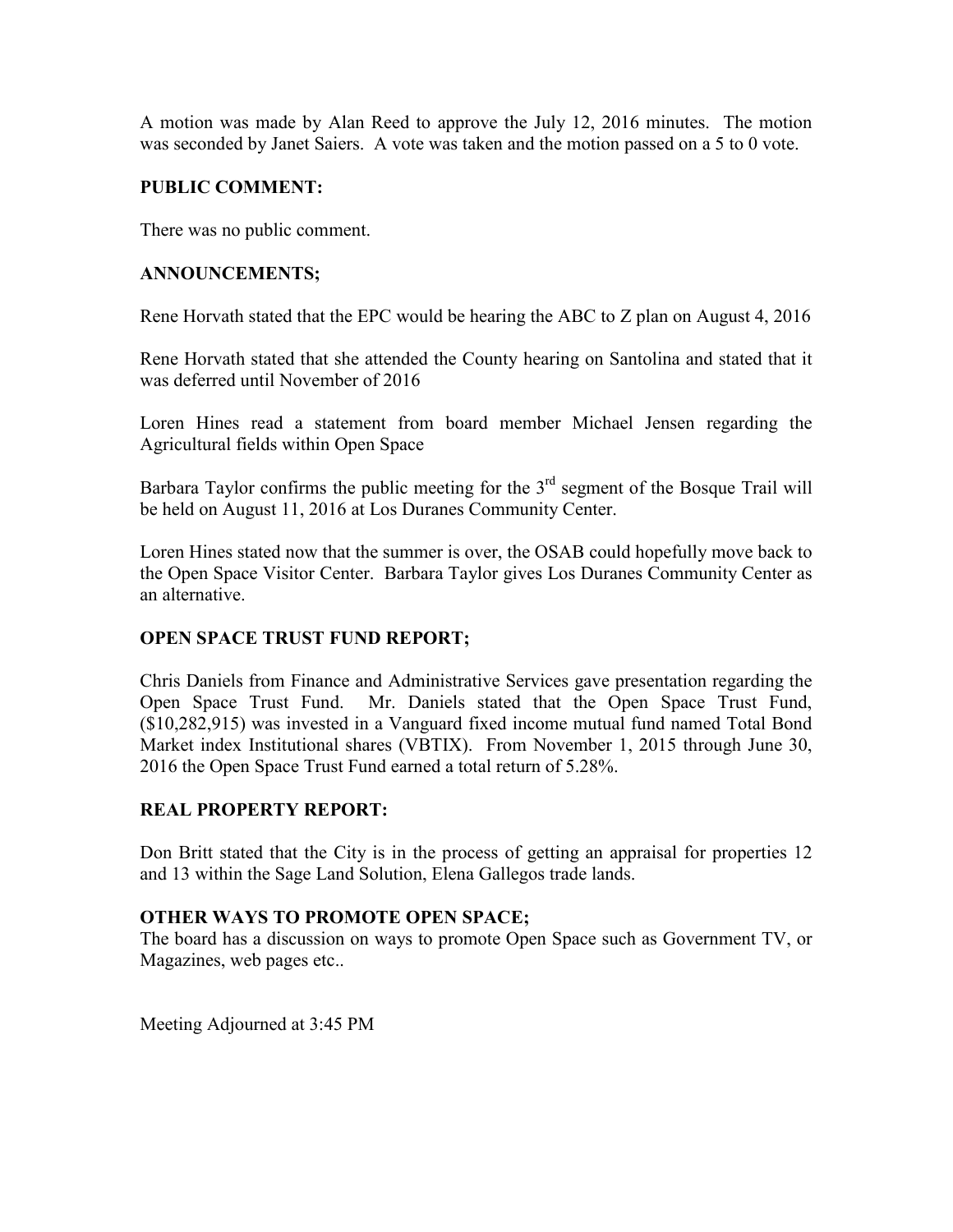A motion was made by Alan Reed to approve the July 12, 2016 minutes. The motion was seconded by Janet Saiers. A vote was taken and the motion passed on a 5 to 0 vote.

**PUBLIC COMMENT:**

There was no public comment.

**ANNOUNCEMENTS;**

Rene Horvath stated that the EPC would be hearing the ABC to Z plan on August 4, 2016

Rene Horvath stated that she attended the County hearing on Santolina and stated that it was deferred until November of 2016

Loren Hines read a statement from board member Michael Jensen regarding the Agricultural fields within Open Space

Barbara Taylor confirms the public meeting for the 3rd segment of the Bosque Trail will be held on August 11, 2016 at Los Duranes Community Center.

Loren Hines stated now that the summer is over, the OSAB could hopefully move back to the Open Space Visitor Center. Barbara Taylor gives Los Duranes Community Center as an alternative.

**OPEN SPACE TRUST FUND REPORT;**

Chris Daniels from Finance and Administrative Services gave presentation regarding the Open Space Trust Fund. Mr. Daniels stated that the Open Space Trust Fund, ($10,282,915) was invested in a Vanguard fixed income mutual fund named Total Bond Market index Institutional shares (VBTIX). From November 1, 2015 through June 30, 2016 the Open Space Trust Fund earned a total return of 5.28%.

**REAL PROPERTY REPORT:**

Don Britt stated that the City is in the process of getting an appraisal for properties 12 and 13 within the Sage Land Solution, Elena Gallegos trade lands.

**OTHER WAYS TO PROMOTE OPEN SPACE;**

The board has a discussion on ways to promote Open Space such as Government TV, or Magazines, web pages etc..

Meeting Adjourned at 3:45 PM